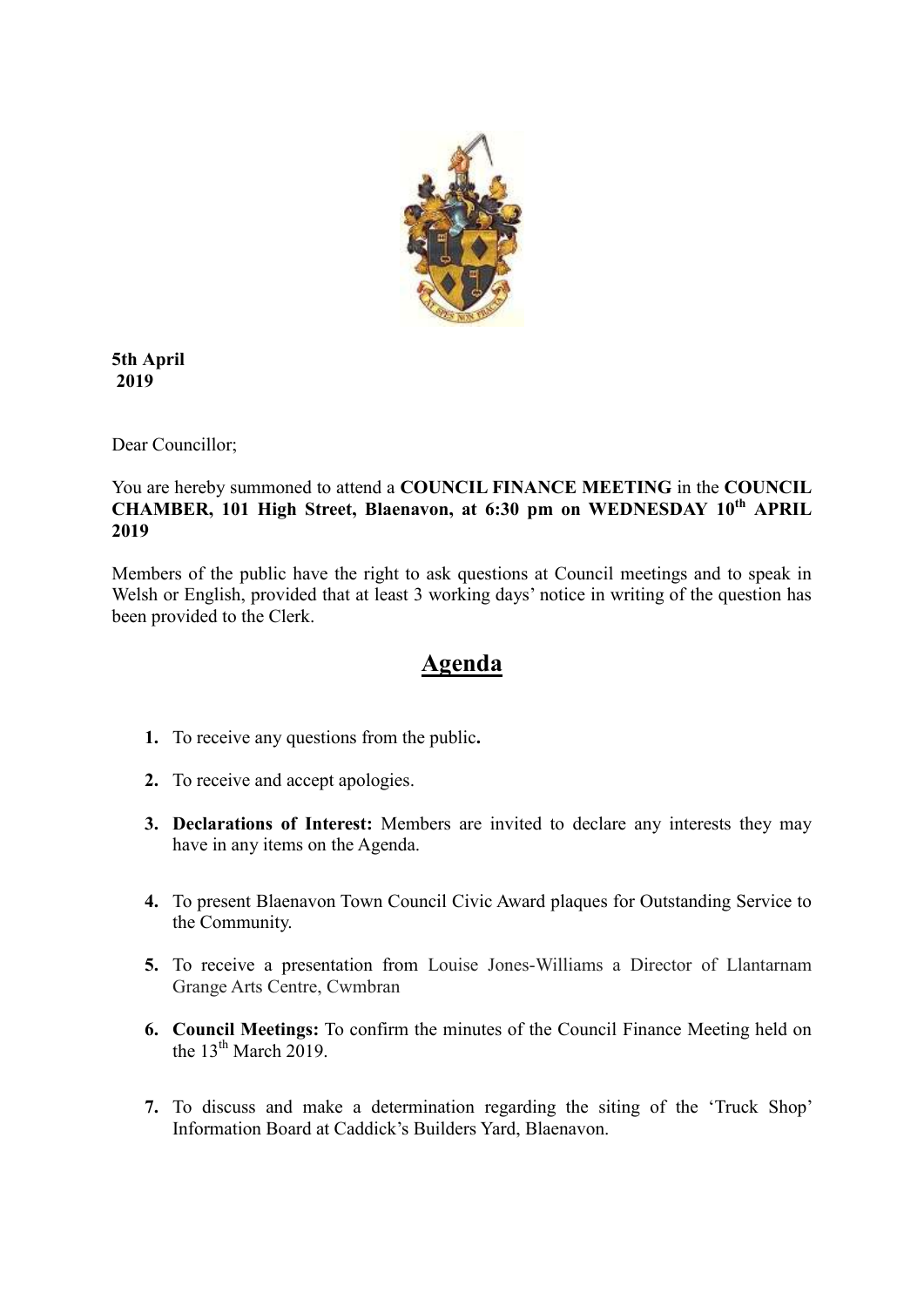**5th April 2019**

Dear Councillor;

You are hereby summoned to attend a **COUNCIL FINANCE MEETING** in the **COUNCIL CHAMBER, 101 High Street, Blaenavon, at 6:30 pm on WEDNESDAY 10th APRIL 2019**

Members of the public have the right to ask questions at Council meetings and to speak in Welsh or English, provided that at least 3 working days' notice in writing of the question has been provided to the Clerk.

# Agenda

1. To receive any questions from the public.
2. To receive and accept apologies.
3. **Declarations of Interest:** Members are invited to declare any interests they may have in any items on the Agenda.
4. To present Blaenavon Town Council Civic Award plaques for Outstanding Service to the Community.
5. To receive a presentation from Louise Jones-Williams a Director of Llantarnam Grange Arts Centre, Cwmbran
6. **Council Meetings:** To confirm the minutes of the Council Finance Meeting held on the 13th March 2019.
7. To discuss and make a determination regarding the siting of the 'Truck Shop' Information Board at Caddick's Builders Yard, Blaenavon.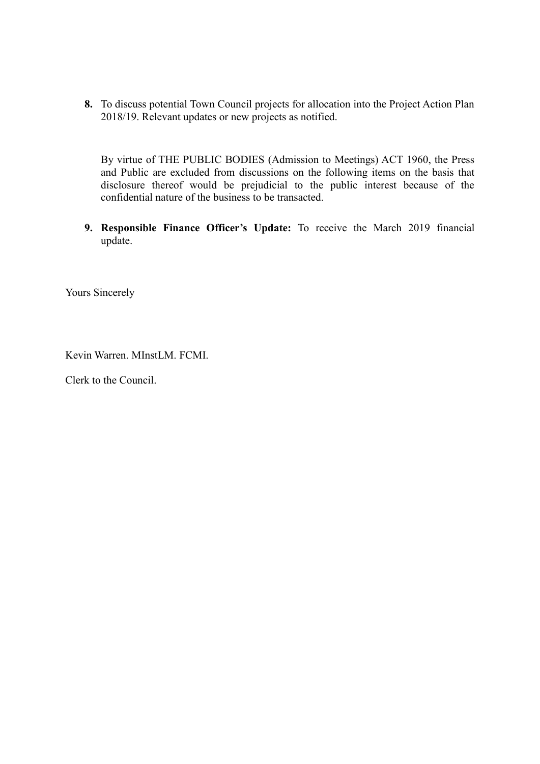**8.** To discuss potential Town Council projects for allocation into the Project Action Plan 2018/19. Relevant updates or new projects as notified.

By virtue of THE PUBLIC BODIES (Admission to Meetings) ACT 1960, the Press and Public are excluded from discussions on the following items on the basis that disclosure thereof would be prejudicial to the public interest because of the confidential nature of the business to be transacted.

**9. Responsible Finance Officer's Update:** To receive the March 2019 financial update.

Yours Sincerely

Kevin Warren. MInstLM. FCMI.

Clerk to the Council.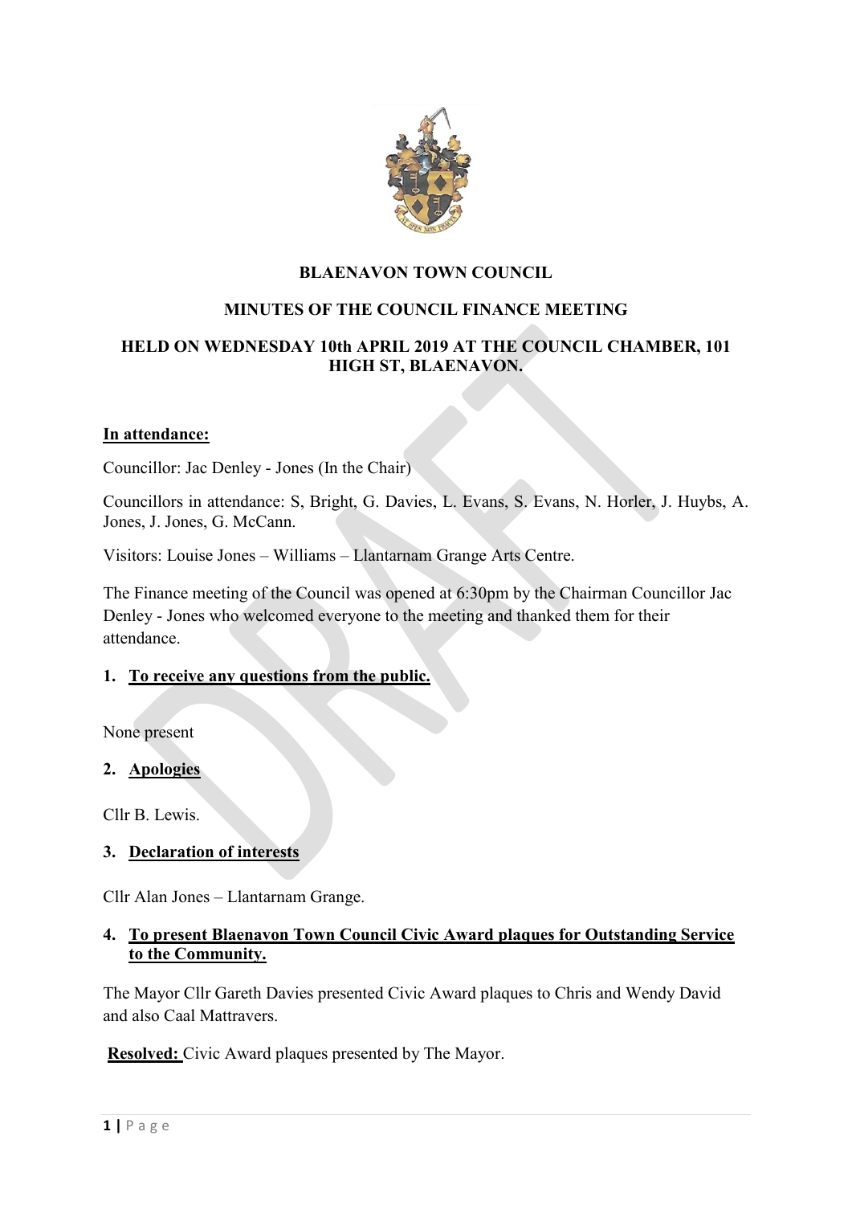**BLAENAVON TOWN COUNCIL**

**MINUTES OF THE COUNCIL FINANCE MEETING**

**HELD ON WEDNESDAY 10th APRIL 2019 AT THE COUNCIL CHAMBER, 101 HIGH ST, BLAENAVON.**

**In attendance:**

Councillor: Jac Denley - Jones (In the Chair)

Councillors in attendance: S, Bright, G. Davies, L. Evans, S. Evans, N. Horler, J. Huybs, A. Jones, J. Jones, G. McCann.

Visitors: Louise Jones – Williams – Llantarnam Grange Arts Centre.

The Finance meeting of the Council was opened at 6:30pm by the Chairman Councillor Jac Denley - Jones who welcomed everyone to the meeting and thanked them for their attendance.

1. **To receive any questions from the public.**

None present

2. **Apologies**

Cllr B. Lewis.

3. **Declaration of interests**

Cllr Alan Jones – Llantarnam Grange.

4. **To present Blaenavon Town Council Civic Award plaques for Outstanding Service to the Community.**

The Mayor Cllr Gareth Davies presented Civic Award plaques to Chris and Wendy David and also Caal Mattravers.

**Resolved:** Civic Award plaques presented by The Mayor.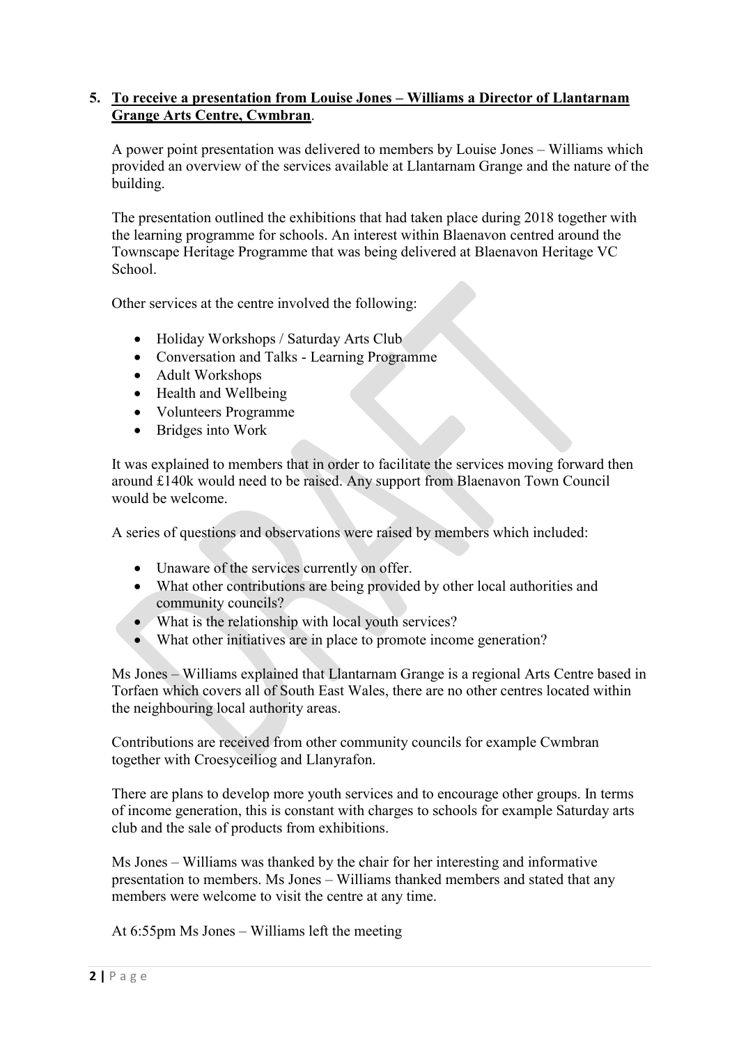**5. <u>To receive a presentation from Louise Jones – Williams a Director of Llantarnam Grange Arts Centre, Cwmbran</u>.**

A power point presentation was delivered to members by Louise Jones – Williams which provided an overview of the services available at Llantarnam Grange and the nature of the building.

The presentation outlined the exhibitions that had taken place during 2018 together with the learning programme for schools. An interest within Blaenavon centred around the Townscape Heritage Programme that was being delivered at Blaenavon Heritage VC School.

Other services at the centre involved the following:

- Holiday Workshops / Saturday Arts Club
- Conversation and Talks - Learning Programme
- Adult Workshops
- Health and Wellbeing
- Volunteers Programme
- Bridges into Work

It was explained to members that in order to facilitate the services moving forward then around £140k would need to be raised. Any support from Blaenavon Town Council would be welcome.

A series of questions and observations were raised by members which included:

- Unaware of the services currently on offer.
- What other contributions are being provided by other local authorities and community councils?
- What is the relationship with local youth services?
- What other initiatives are in place to promote income generation?

Ms Jones – Williams explained that Llantarnam Grange is a regional Arts Centre based in Torfaen which covers all of South East Wales, there are no other centres located within the neighbouring local authority areas.

Contributions are received from other community councils for example Cwmbran together with Croesyceiliog and Llanyrafon.

There are plans to develop more youth services and to encourage other groups. In terms of income generation, this is constant with charges to schools for example Saturday arts club and the sale of products from exhibitions.

Ms Jones – Williams was thanked by the chair for her interesting and informative presentation to members. Ms Jones – Williams thanked members and stated that any members were welcome to visit the centre at any time.

At 6:55pm Ms Jones – Williams left the meeting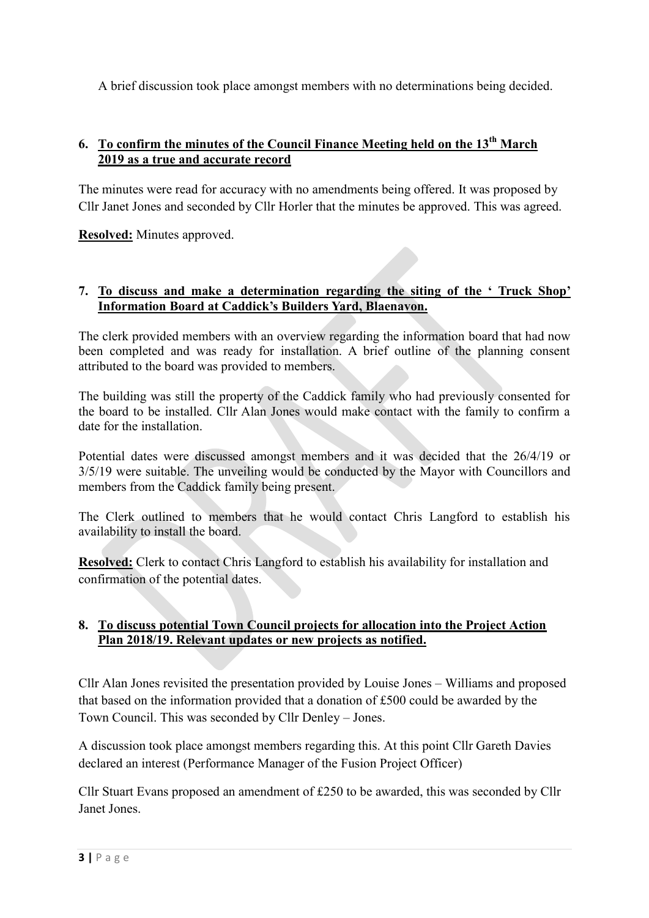A brief discussion took place amongst members with no determinations being decided.

### 6. To confirm the minutes of the Council Finance Meeting held on the 13th March 2019 as a true and accurate record

The minutes were read for accuracy with no amendments being offered. It was proposed by Cllr Janet Jones and seconded by Cllr Horler that the minutes be approved. This was agreed.

**Resolved:** Minutes approved.

### 7. To discuss and make a determination regarding the siting of the ' Truck Shop' Information Board at Caddick's Builders Yard, Blaenavon.

The clerk provided members with an overview regarding the information board that had now been completed and was ready for installation. A brief outline of the planning consent attributed to the board was provided to members.

The building was still the property of the Caddick family who had previously consented for the board to be installed. Cllr Alan Jones would make contact with the family to confirm a date for the installation.

Potential dates were discussed amongst members and it was decided that the 26/4/19 or 3/5/19 were suitable. The unveiling would be conducted by the Mayor with Councillors and members from the Caddick family being present.

The Clerk outlined to members that he would contact Chris Langford to establish his availability to install the board.

**Resolved:** Clerk to contact Chris Langford to establish his availability for installation and confirmation of the potential dates.

### 8. To discuss potential Town Council projects for allocation into the Project Action Plan 2018/19. Relevant updates or new projects as notified.

Cllr Alan Jones revisited the presentation provided by Louise Jones – Williams and proposed that based on the information provided that a donation of £500 could be awarded by the Town Council. This was seconded by Cllr Denley – Jones.

A discussion took place amongst members regarding this. At this point Cllr Gareth Davies declared an interest (Performance Manager of the Fusion Project Officer)

Cllr Stuart Evans proposed an amendment of £250 to be awarded, this was seconded by Cllr Janet Jones.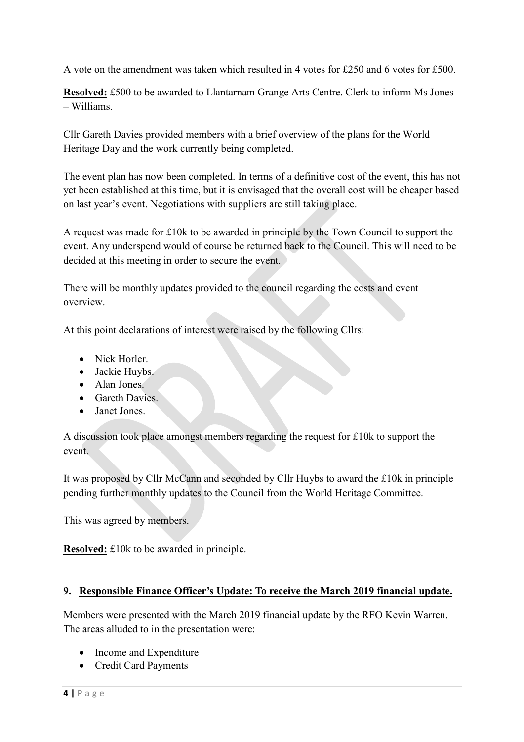A vote on the amendment was taken which resulted in 4 votes for £250 and 6 votes for £500.

**Resolved:** £500 to be awarded to Llantarnam Grange Arts Centre. Clerk to inform Ms Jones – Williams.

Cllr Gareth Davies provided members with a brief overview of the plans for the World Heritage Day and the work currently being completed.

The event plan has now been completed. In terms of a definitive cost of the event, this has not yet been established at this time, but it is envisaged that the overall cost will be cheaper based on last year's event. Negotiations with suppliers are still taking place.

A request was made for £10k to be awarded in principle by the Town Council to support the event. Any underspend would of course be returned back to the Council. This will need to be decided at this meeting in order to secure the event.

There will be monthly updates provided to the council regarding the costs and event overview.

At this point declarations of interest were raised by the following Cllrs:

- Nick Horler.
- Jackie Huybs.
- Alan Jones.
- Gareth Davies.
- Janet Jones.

A discussion took place amongst members regarding the request for £10k to support the event.

It was proposed by Cllr McCann and seconded by Cllr Huybs to award the £10k in principle pending further monthly updates to the Council from the World Heritage Committee.

This was agreed by members.

**Resolved:** £10k to be awarded in principle.

## 9. Responsible Finance Officer's Update: To receive the March 2019 financial update.

Members were presented with the March 2019 financial update by the RFO Kevin Warren. The areas alluded to in the presentation were:

- Income and Expenditure
- Credit Card Payments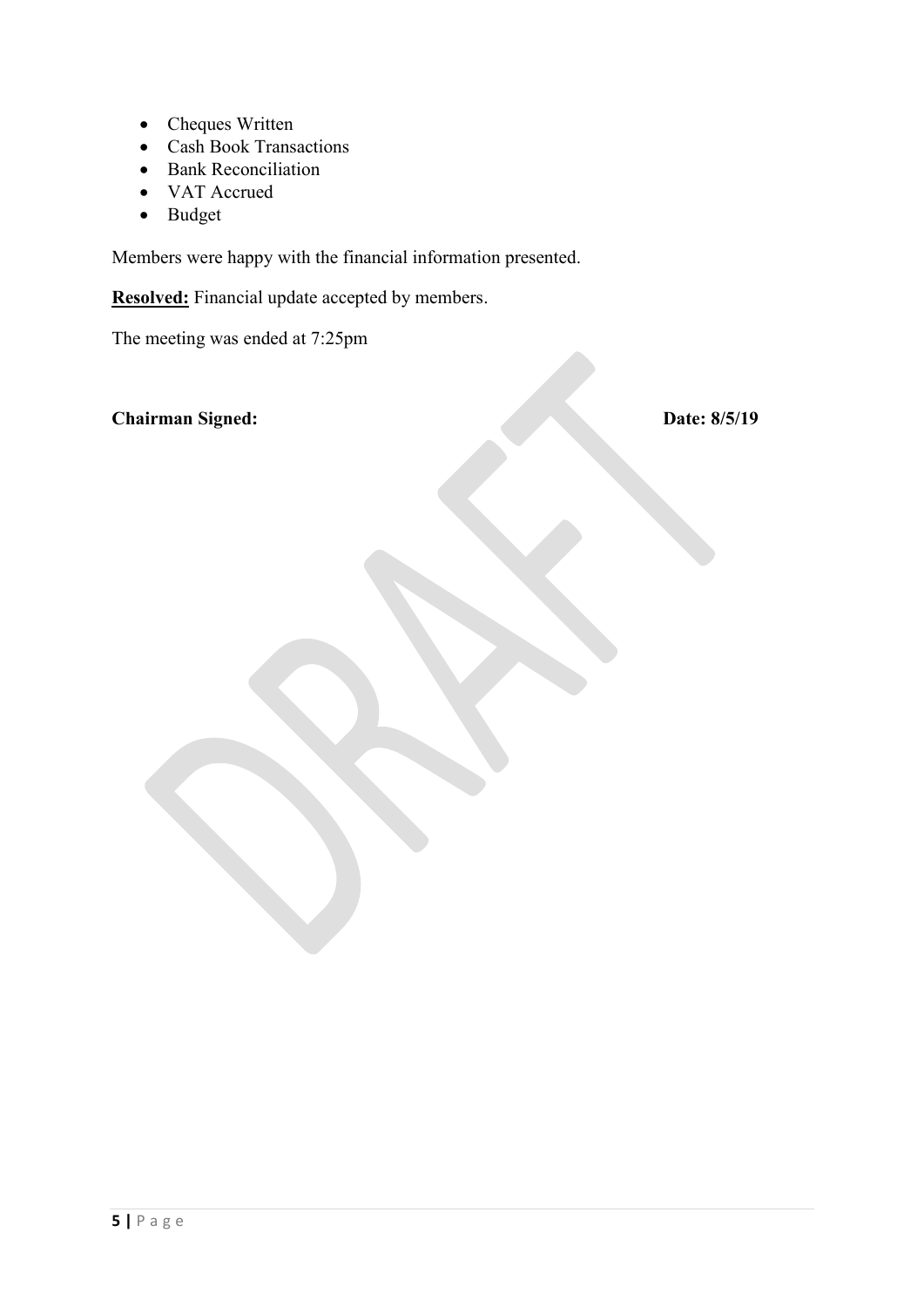- Cheques Written
- Cash Book Transactions
- Bank Reconciliation
- VAT Accrued
- Budget

Members were happy with the financial information presented.

**Resolved:** Financial update accepted by members.

The meeting was ended at 7:25pm

**Chairman Signed:** **Date: 8/5/19**

DRAFT